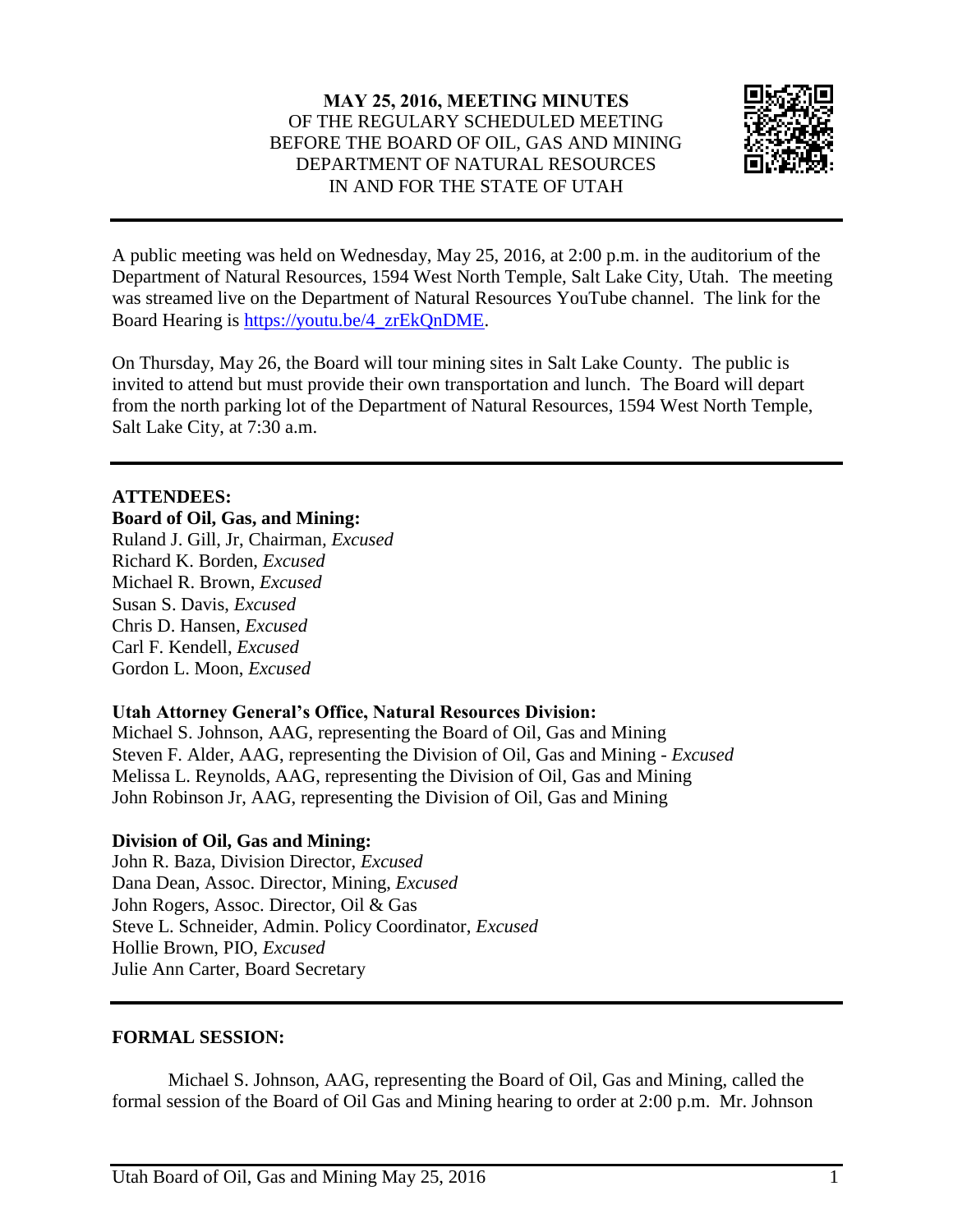**MAY 25, 2016, MEETING MINUTES**
OF THE REGULARY SCHEDULED MEETING
BEFORE THE BOARD OF OIL, GAS AND MINING
DEPARTMENT OF NATURAL RESOURCES
IN AND FOR THE STATE OF UTAH

---

A public meeting was held on Wednesday, May 25, 2016, at 2:00 p.m. in the auditorium of the Department of Natural Resources, 1594 West North Temple, Salt Lake City, Utah. The meeting was streamed live on the Department of Natural Resources YouTube channel. The link for the Board Hearing is https://youtu.be/4_zrEkQnDME.

On Thursday, May 26, the Board will tour mining sites in Salt Lake County. The public is invited to attend but must provide their own transportation and lunch. The Board will depart from the north parking lot of the Department of Natural Resources, 1594 West North Temple, Salt Lake City, at 7:30 a.m.

---

**ATTENDEES:**

**Board of Oil, Gas, and Mining:**
Ruland J. Gill, Jr, Chairman, *Excused*
Richard K. Borden, *Excused*
Michael R. Brown, *Excused*
Susan S. Davis, *Excused*
Chris D. Hansen, *Excused*
Carl F. Kendell, *Excused*
Gordon L. Moon, *Excused*

**Utah Attorney General's Office, Natural Resources Division:**
Michael S. Johnson, AAG, representing the Board of Oil, Gas and Mining
Steven F. Alder, AAG, representing the Division of Oil, Gas and Mining - *Excused*
Melissa L. Reynolds, AAG, representing the Division of Oil, Gas and Mining
John Robinson Jr, AAG, representing the Division of Oil, Gas and Mining

**Division of Oil, Gas and Mining:**
John R. Baza, Division Director, *Excused*
Dana Dean, Assoc. Director, Mining, *Excused*
John Rogers, Assoc. Director, Oil & Gas
Steve L. Schneider, Admin. Policy Coordinator, *Excused*
Hollie Brown, PIO, *Excused*
Julie Ann Carter, Board Secretary

---

**FORMAL SESSION:**

Michael S. Johnson, AAG, representing the Board of Oil, Gas and Mining, called the formal session of the Board of Oil Gas and Mining hearing to order at 2:00 p.m. Mr. Johnson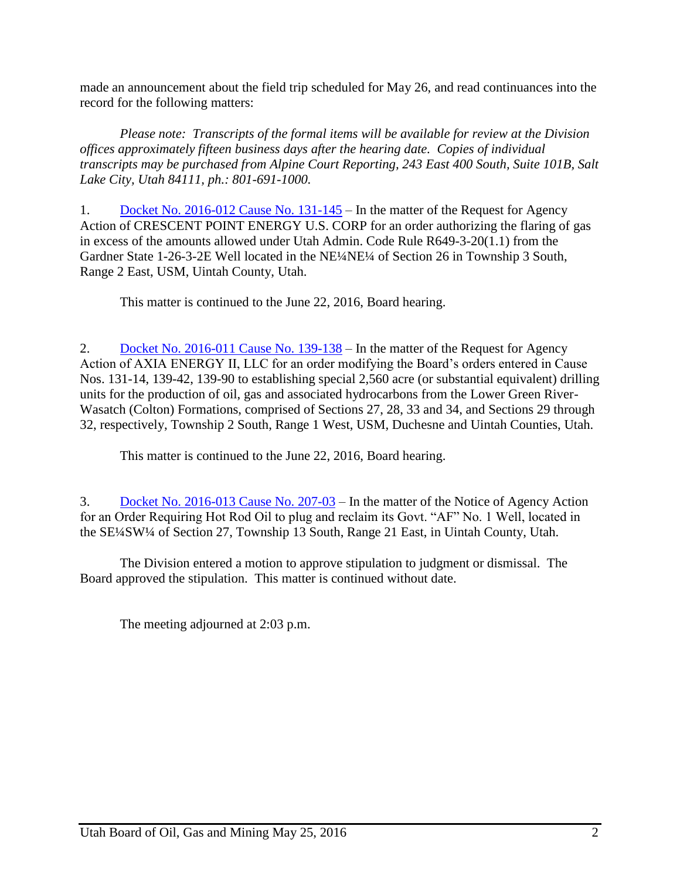made an announcement about the field trip scheduled for May 26, and read continuances into the record for the following matters:

*Please note: Transcripts of the formal items will be available for review at the Division offices approximately fifteen business days after the hearing date. Copies of individual transcripts may be purchased from Alpine Court Reporting, 243 East 400 South, Suite 101B, Salt Lake City, Utah 84111, ph.: 801-691-1000.*

1. Docket No. 2016-012 Cause No. 131-145 – In the matter of the Request for Agency Action of CRESCENT POINT ENERGY U.S. CORP for an order authorizing the flaring of gas in excess of the amounts allowed under Utah Admin. Code Rule R649-3-20(1.1) from the Gardner State 1-26-3-2E Well located in the NE¼NE¼ of Section 26 in Township 3 South, Range 2 East, USM, Uintah County, Utah.

This matter is continued to the June 22, 2016, Board hearing.

2. Docket No. 2016-011 Cause No. 139-138 – In the matter of the Request for Agency Action of AXIA ENERGY II, LLC for an order modifying the Board's orders entered in Cause Nos. 131-14, 139-42, 139-90 to establishing special 2,560 acre (or substantial equivalent) drilling units for the production of oil, gas and associated hydrocarbons from the Lower Green River-Wasatch (Colton) Formations, comprised of Sections 27, 28, 33 and 34, and Sections 29 through 32, respectively, Township 2 South, Range 1 West, USM, Duchesne and Uintah Counties, Utah.

This matter is continued to the June 22, 2016, Board hearing.

3. Docket No. 2016-013 Cause No. 207-03 – In the matter of the Notice of Agency Action for an Order Requiring Hot Rod Oil to plug and reclaim its Govt. "AF" No. 1 Well, located in the SE¼SW¼ of Section 27, Township 13 South, Range 21 East, in Uintah County, Utah.

The Division entered a motion to approve stipulation to judgment or dismissal. The Board approved the stipulation. This matter is continued without date.

The meeting adjourned at 2:03 p.m.